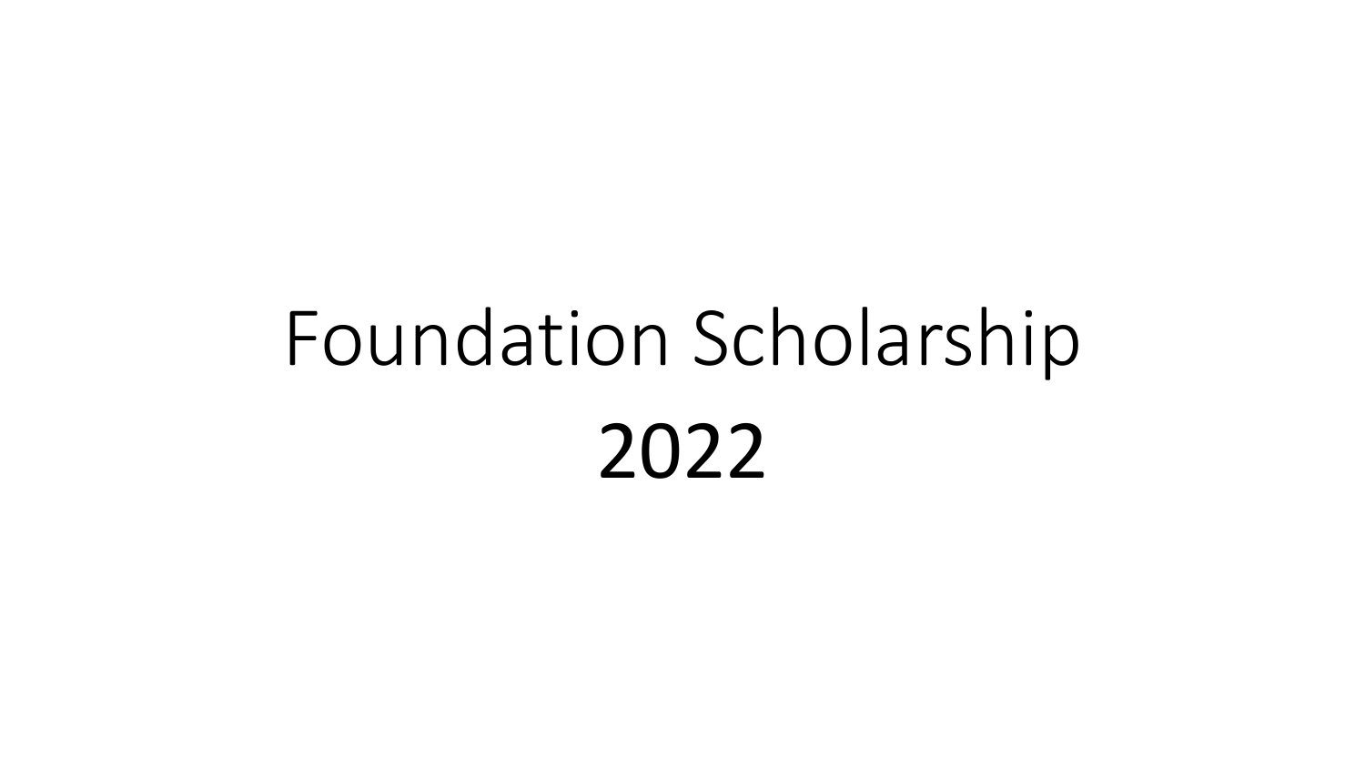# Foundation Scholarship

# 2022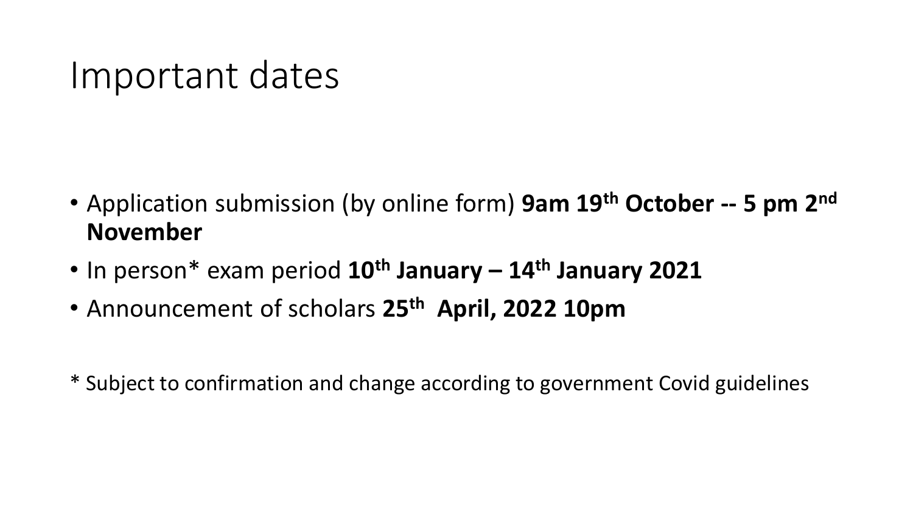# Important dates

- Application submission (by online form) **9am 19th October -- 5 pm 2nd November**
- In person* exam period **10th January – 14th January 2021**
- Announcement of scholars **25th April, 2022 10pm**

* Subject to confirmation and change according to government Covid guidelines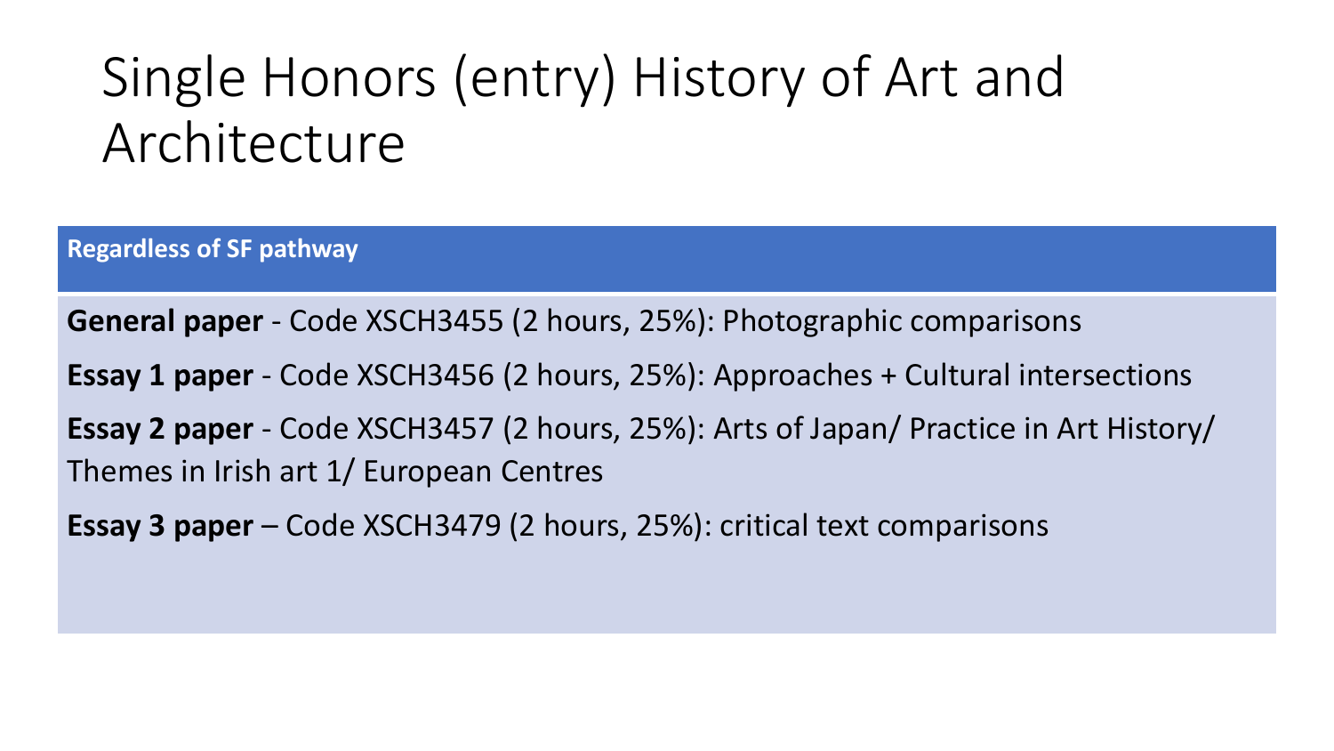# Single Honors (entry) History of Art and Architecture

**Regardless of SF pathway**

**General paper** - Code XSCH3455 (2 hours, 25%): Photographic comparisons

**Essay 1 paper** - Code XSCH3456 (2 hours, 25%): Approaches + Cultural intersections

**Essay 2 paper** - Code XSCH3457 (2 hours, 25%): Arts of Japan/ Practice in Art History/ Themes in Irish art 1/ European Centres

**Essay 3 paper** – Code XSCH3479 (2 hours, 25%): critical text comparisons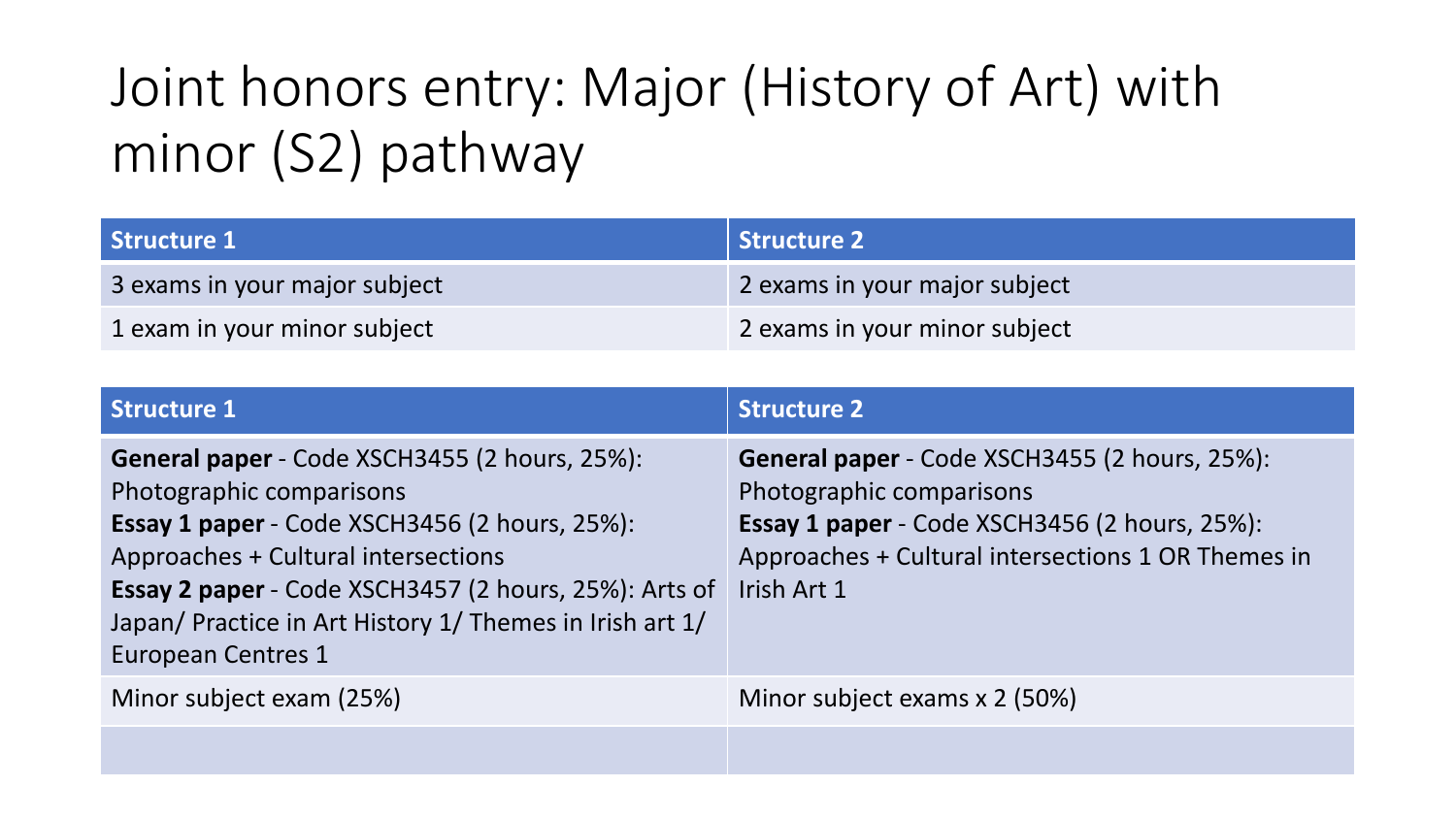# Joint honors entry: Major (History of Art) with minor (S2) pathway

| Structure 1 | Structure 2 |
|---|---|
| 3 exams in your major subject | 2 exams in your major subject |
| 1 exam in your minor subject | 2 exams in your minor subject |

| Structure 1 | Structure 2 |
|---|---|
| **General paper** - Code XSCH3455 (2 hours, 25%): Photographic comparisons<br>**Essay 1 paper** - Code XSCH3456 (2 hours, 25%): Approaches + Cultural intersections<br>**Essay 2 paper** - Code XSCH3457 (2 hours, 25%): Arts of Japan/ Practice in Art History 1/ Themes in Irish art 1/ European Centres 1 | **General paper** - Code XSCH3455 (2 hours, 25%): Photographic comparisons<br>**Essay 1 paper** - Code XSCH3456 (2 hours, 25%): Approaches + Cultural intersections 1 OR Themes in Irish Art 1 |
| Minor subject exam (25%) | Minor subject exams x 2 (50%) |
| | |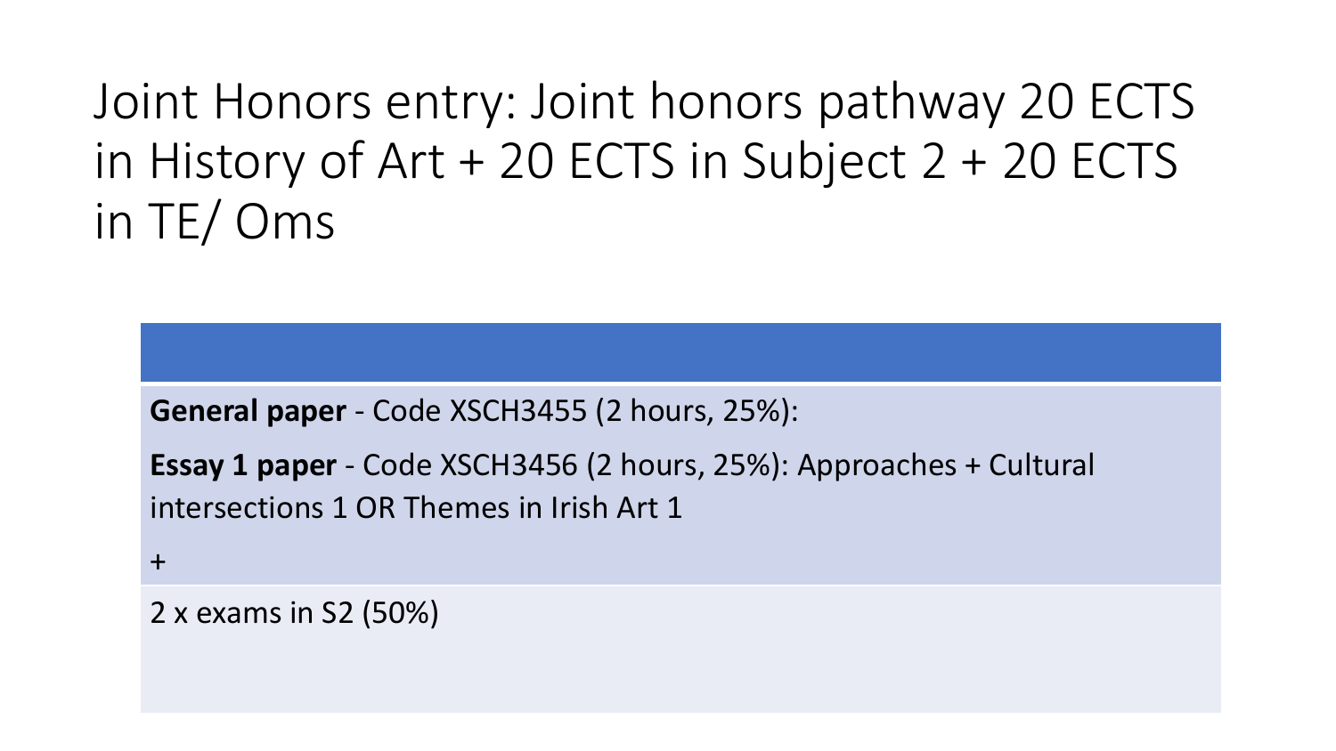# Joint Honors entry: Joint honors pathway 20 ECTS in History of Art + 20 ECTS in Subject 2 + 20 ECTS in TE/ Oms

| |
|---|
| **General paper** - Code XSCH3455 (2 hours, 25%):<br><br>**Essay 1 paper** - Code XSCH3456 (2 hours, 25%): Approaches + Cultural intersections 1 OR Themes in Irish Art 1<br><br>+ |
| 2 x exams in S2 (50%) |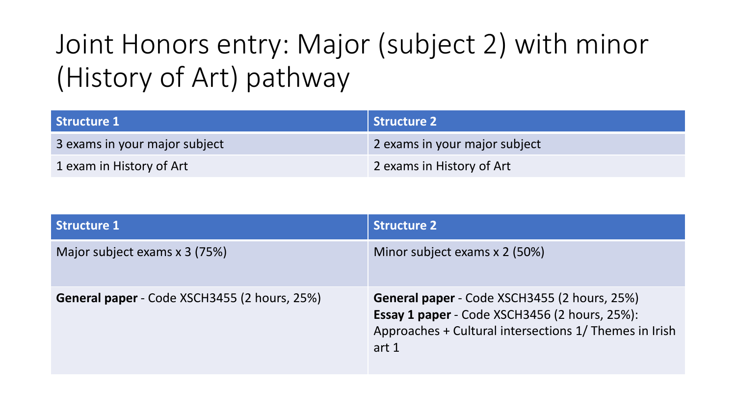# Joint Honors entry: Major (subject 2) with minor (History of Art) pathway

| Structure 1 | Structure 2 |
|---|---|
| 3 exams in your major subject | 2 exams in your major subject |
| 1 exam in History of Art | 2 exams in History of Art |

| Structure 1 | Structure 2 |
|---|---|
| Major subject exams x 3 (75%) | Minor subject exams x 2 (50%) |
| **General paper** - Code XSCH3455 (2 hours, 25%) | **General paper** - Code XSCH3455 (2 hours, 25%)<br>**Essay 1 paper** - Code XSCH3456 (2 hours, 25%): Approaches + Cultural intersections 1/ Themes in Irish art 1 |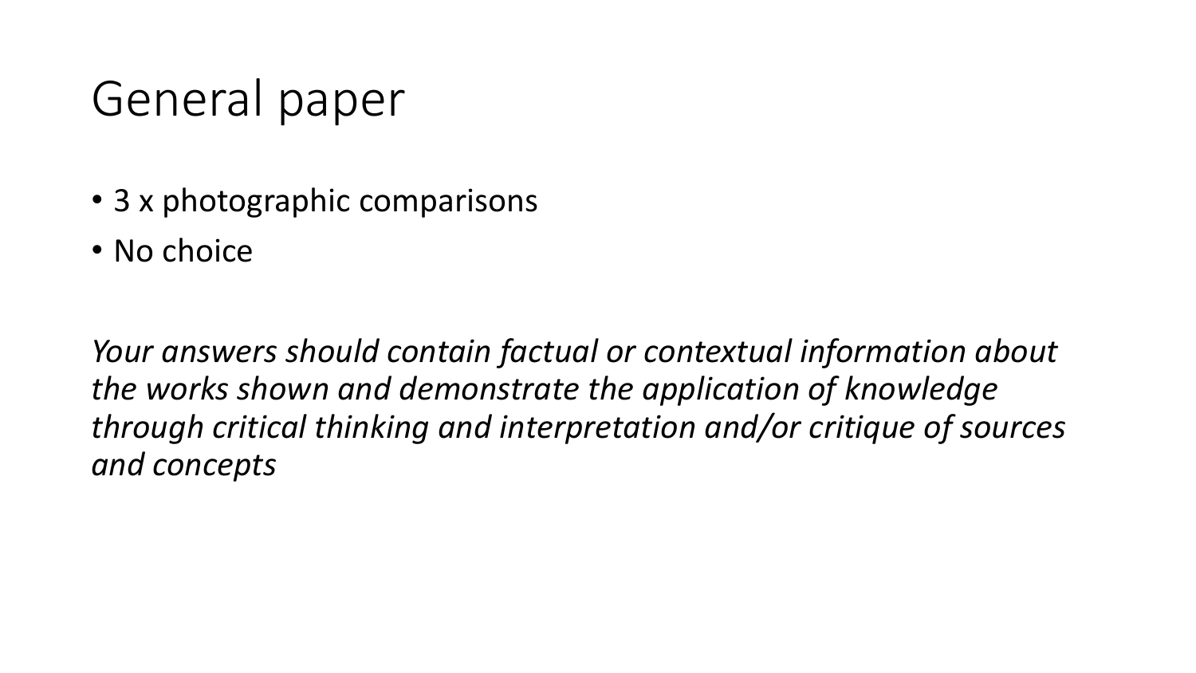# General paper

- 3 x photographic comparisons
- No choice

*Your answers should contain factual or contextual information about the works shown and demonstrate the application of knowledge through critical thinking and interpretation and/or critique of sources and concepts*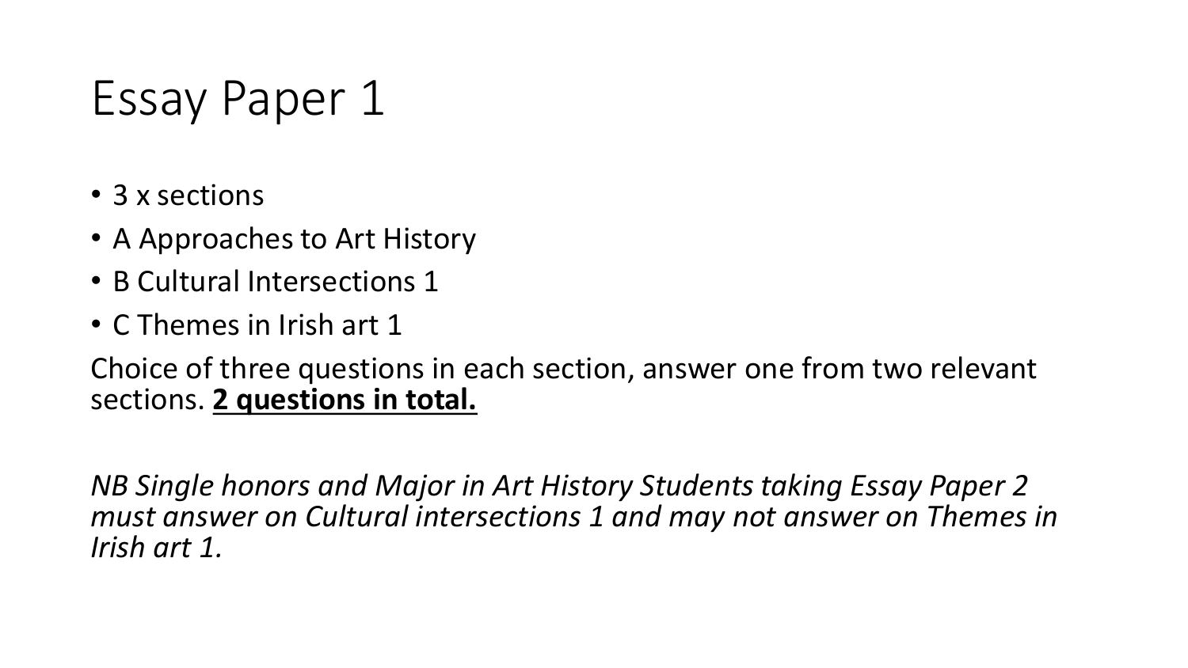# Essay Paper 1

- 3 x sections
- A Approaches to Art History
- B Cultural Intersections 1
- C Themes in Irish art 1

Choice of three questions in each section, answer one from two relevant sections. **2 questions in total.**

*NB Single honors and Major in Art History Students taking Essay Paper 2 must answer on Cultural intersections 1 and may not answer on Themes in Irish art 1.*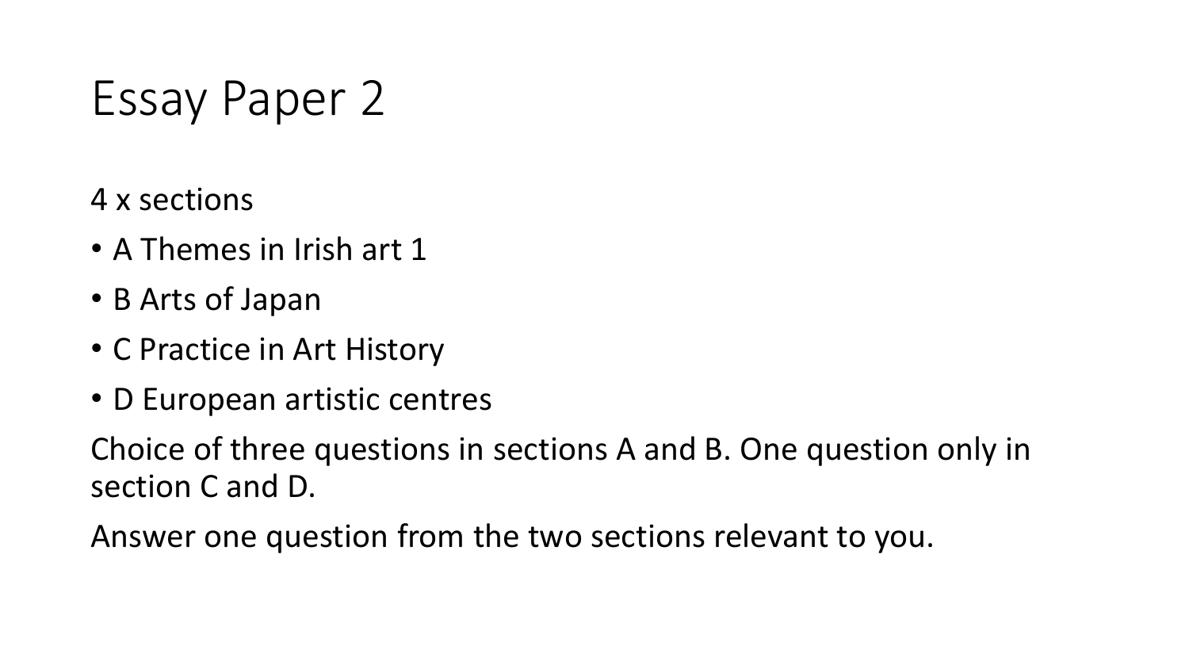# Essay Paper 2

4 x sections

- A Themes in Irish art 1
- B Arts of Japan
- C Practice in Art History
- D European artistic centres

Choice of three questions in sections A and B. One question only in section C and D.

Answer one question from the two sections relevant to you.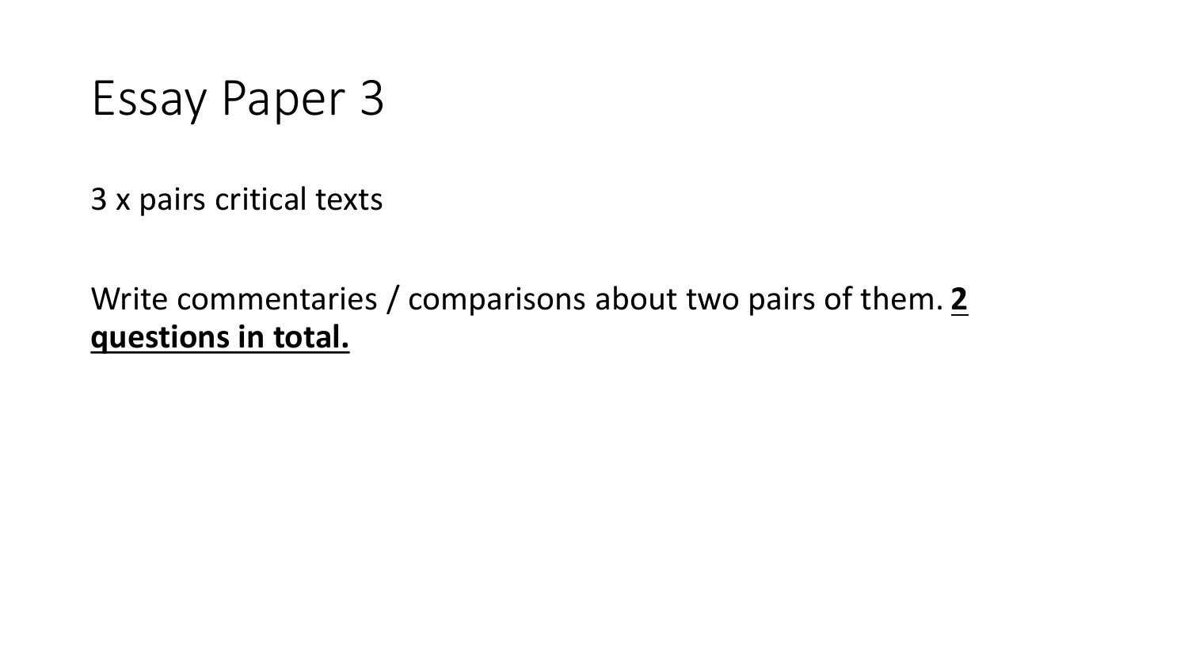# Essay Paper 3

3 x pairs critical texts

Write commentaries / comparisons about two pairs of them. **<u>2 questions in total.</u>**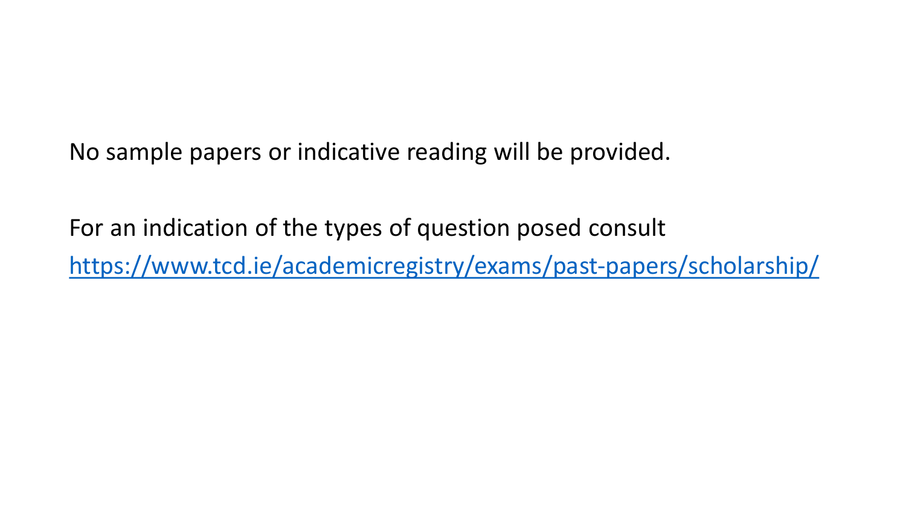No sample papers or indicative reading will be provided.

For an indication of the types of question posed consult [https://www.tcd.ie/academicregistry/exams/past-papers/scholarship/](https://www.tcd.ie/academicregistry/exams/past-papers/scholarship/)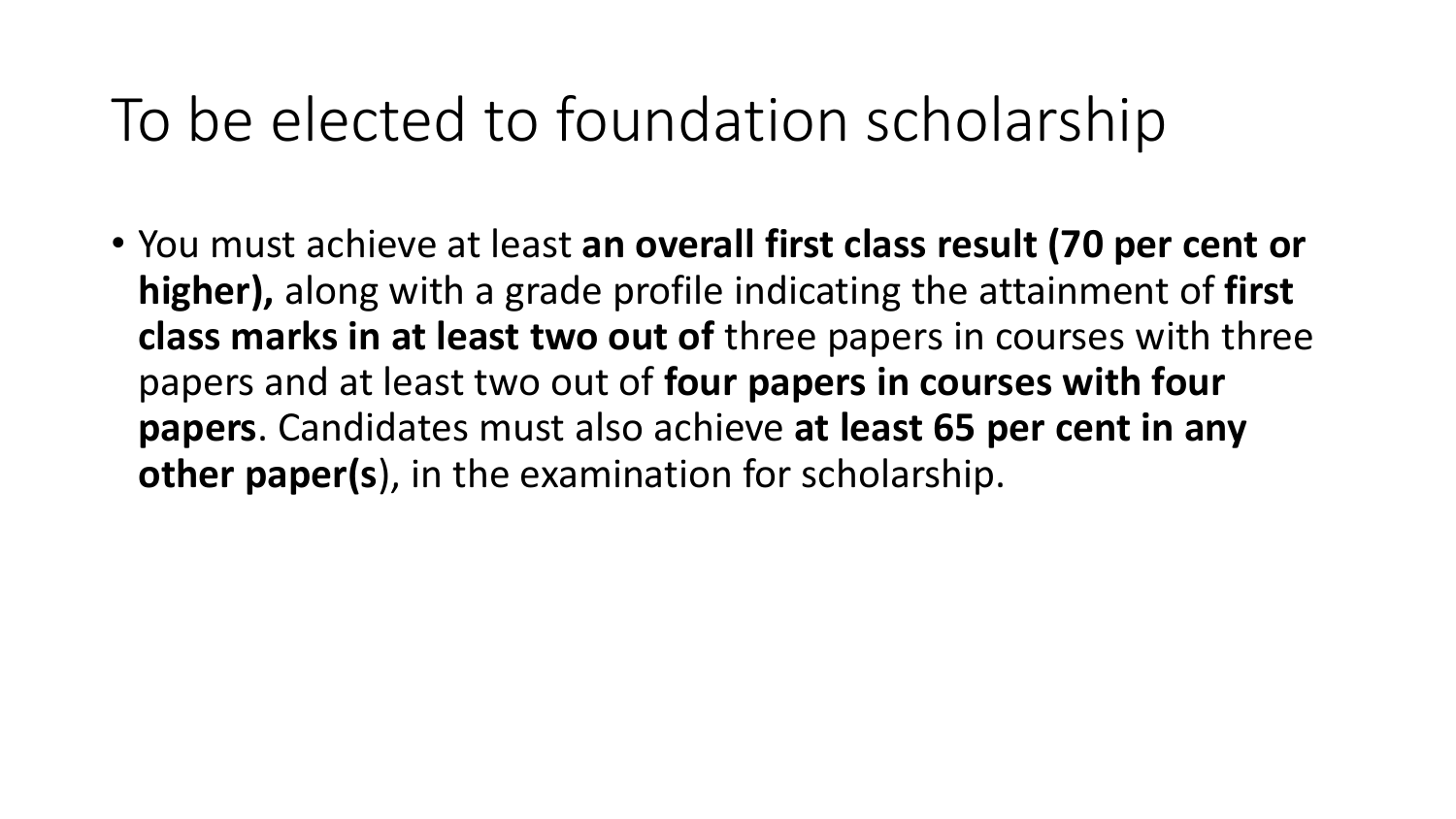# To be elected to foundation scholarship

- You must achieve at least **an overall first class result (70 per cent or higher),** along with a grade profile indicating the attainment of **first class marks in at least two out of** three papers in courses with three papers and at least two out of **four papers in courses with four papers**. Candidates must also achieve **at least 65 per cent in any other paper(s**), in the examination for scholarship.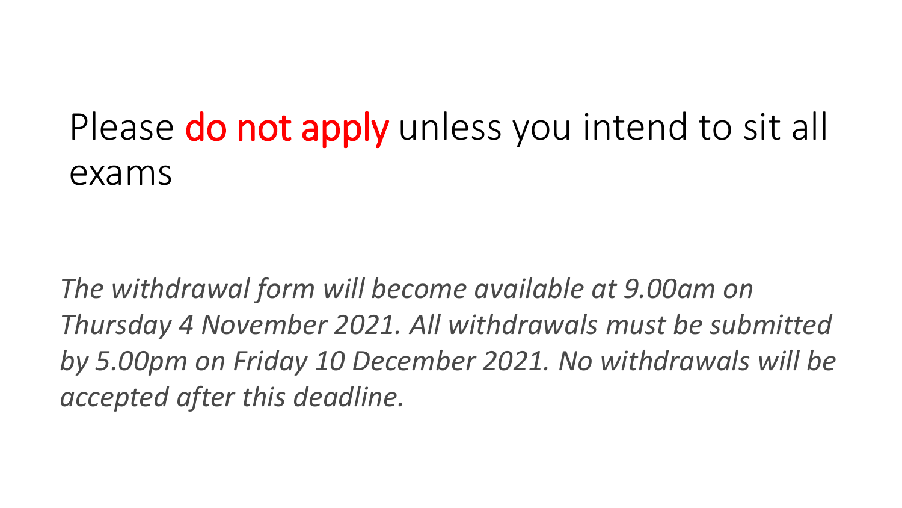# Please **do not apply** unless you intend to sit all exams

*The withdrawal form will become available at 9.00am on Thursday 4 November 2021. All withdrawals must be submitted by 5.00pm on Friday 10 December 2021. No withdrawals will be accepted after this deadline.*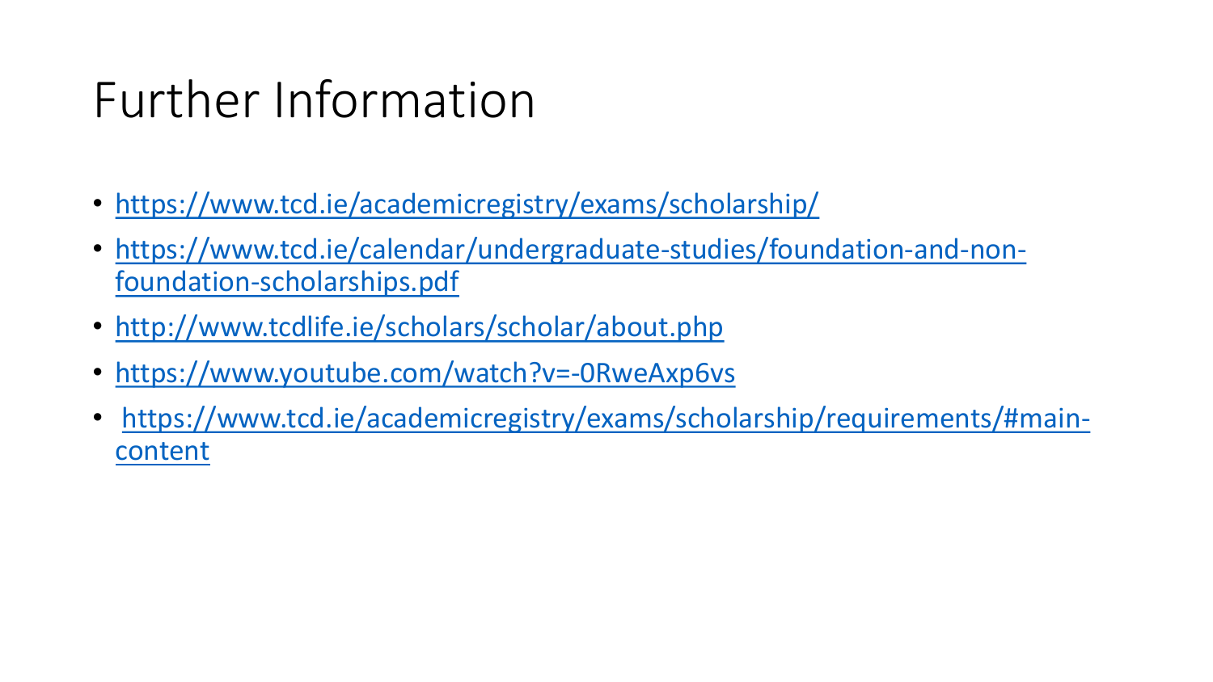# Further Information

- https://www.tcd.ie/academicregistry/exams/scholarship/
- https://www.tcd.ie/calendar/undergraduate-studies/foundation-and-non-foundation-scholarships.pdf
- http://www.tcdlife.ie/scholars/scholar/about.php
- https://www.youtube.com/watch?v=-0RweAxp6vs
- https://www.tcd.ie/academicregistry/exams/scholarship/requirements/#main-content